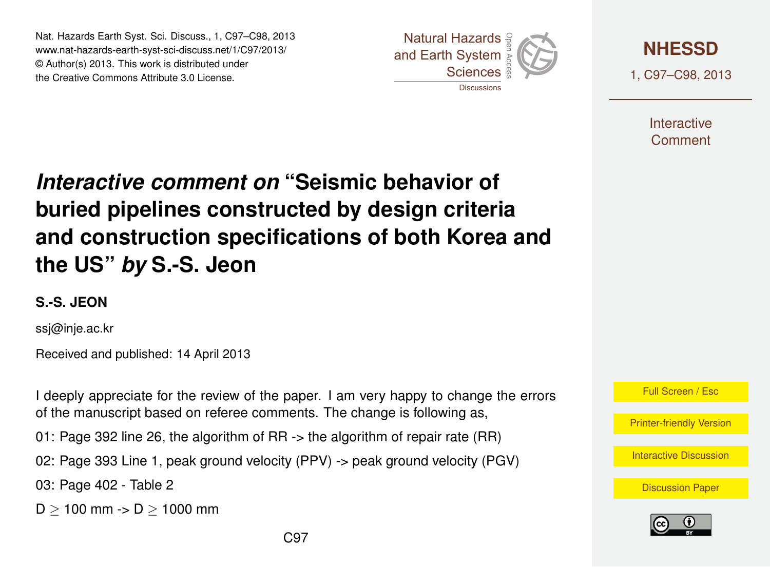# *Interactive comment on* "Seismic behavior of buried pipelines constructed by design criteria and construction specifications of both Korea and the US" *by* S.-S. Jeon

**S.-S. JEON**

ssj@inje.ac.kr

Received and published: 14 April 2013

I deeply appreciate for the review of the paper. I am very happy to change the errors of the manuscript based on referee comments. The change is following as,

01: Page 392 line 26, the algorithm of RR -> the algorithm of repair rate (RR)

02: Page 393 Line 1, peak ground velocity (PPV) -> peak ground velocity (PGV)

03: Page 402 - Table 2

$D \geq 100$ mm -> $D \geq 1000$ mm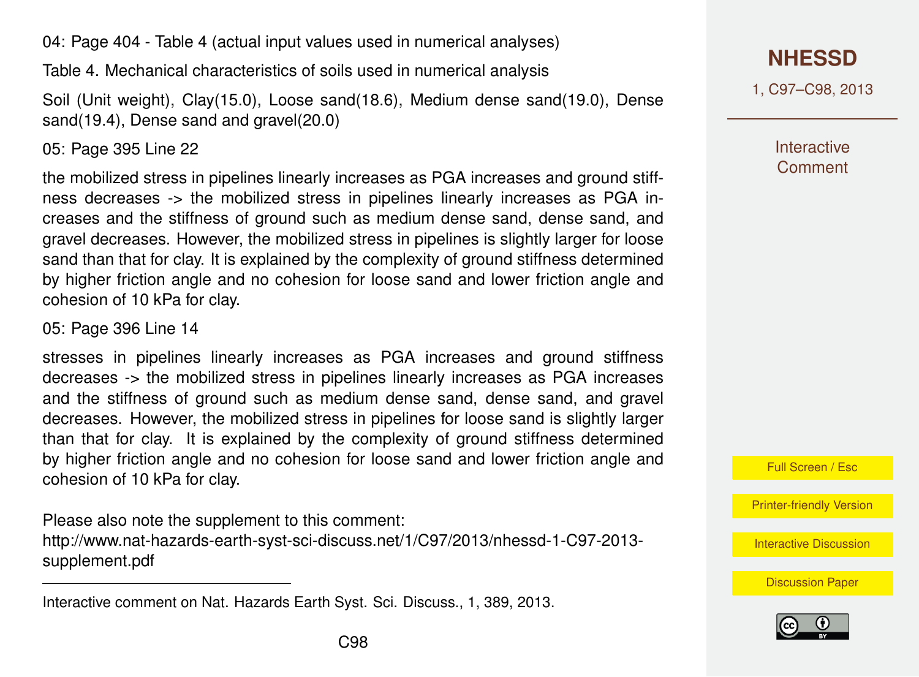04: Page 404 - Table 4 (actual input values used in numerical analyses)

Table 4. Mechanical characteristics of soils used in numerical analysis

Soil (Unit weight), Clay(15.0), Loose sand(18.6), Medium dense sand(19.0), Dense sand(19.4), Dense sand and gravel(20.0)

05: Page 395 Line 22

the mobilized stress in pipelines linearly increases as PGA increases and ground stiffness decreases -> the mobilized stress in pipelines linearly increases as PGA increases and the stiffness of ground such as medium dense sand, dense sand, and gravel decreases. However, the mobilized stress in pipelines is slightly larger for loose sand than that for clay. It is explained by the complexity of ground stiffness determined by higher friction angle and no cohesion for loose sand and lower friction angle and cohesion of 10 kPa for clay.

05: Page 396 Line 14

stresses in pipelines linearly increases as PGA increases and ground stiffness decreases -> the mobilized stress in pipelines linearly increases as PGA increases and the stiffness of ground such as medium dense sand, dense sand, and gravel decreases. However, the mobilized stress in pipelines for loose sand is slightly larger than that for clay. It is explained by the complexity of ground stiffness determined by higher friction angle and no cohesion for loose sand and lower friction angle and cohesion of 10 kPa for clay.

Please also note the supplement to this comment:
http://www.nat-hazards-earth-syst-sci-discuss.net/1/C97/2013/nhessd-1-C97-2013-supplement.pdf

---

Interactive comment on Nat. Hazards Earth Syst. Sci. Discuss., 1, 389, 2013.